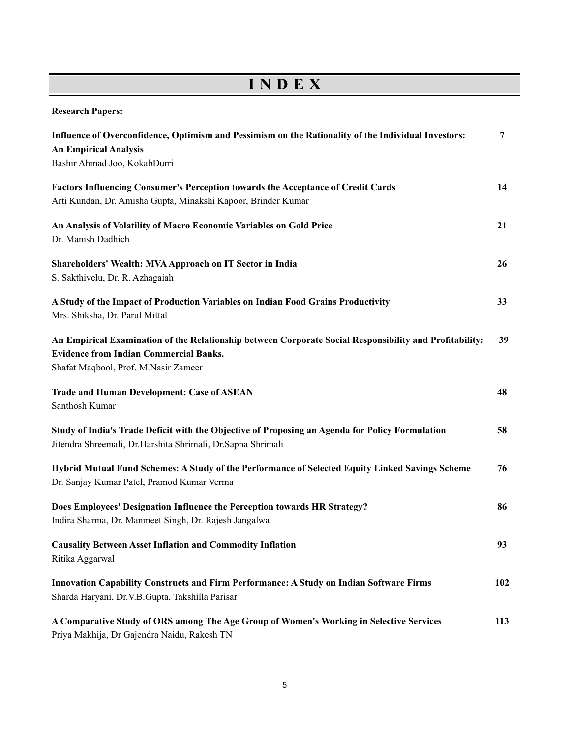# INDEX

**Research Papers:**

**Influence of Overconfidence, Optimism and Pessimism on the Rationality of the Individual Investors: An Empirical Analysis** — **7**
Bashir Ahmad Joo, KokabDurri

**Factors Influencing Consumer's Perception towards the Acceptance of Credit Cards** — **14**
Arti Kundan, Dr. Amisha Gupta, Minakshi Kapoor, Brinder Kumar

**An Analysis of Volatility of Macro Economic Variables on Gold Price** — **21**
Dr. Manish Dadhich

**Shareholders' Wealth: MVA Approach on IT Sector in India** — **26**
S. Sakthivelu, Dr. R. Azhagaiah

**A Study of the Impact of Production Variables on Indian Food Grains Productivity** — **33**
Mrs. Shiksha, Dr. Parul Mittal

**An Empirical Examination of the Relationship between Corporate Social Responsibility and Profitability: Evidence from Indian Commercial Banks.** — **39**
Shafat Maqbool, Prof. M.Nasir Zameer

**Trade and Human Development: Case of ASEAN** — **48**
Santhosh Kumar

**Study of India's Trade Deficit with the Objective of Proposing an Agenda for Policy Formulation** — **58**
Jitendra Shreemali, Dr.Harshita Shrimali, Dr.Sapna Shrimali

**Hybrid Mutual Fund Schemes: A Study of the Performance of Selected Equity Linked Savings Scheme** — **76**
Dr. Sanjay Kumar Patel, Pramod Kumar Verma

**Does Employees' Designation Influence the Perception towards HR Strategy?** — **86**
Indira Sharma, Dr. Manmeet Singh, Dr. Rajesh Jangalwa

**Causality Between Asset Inflation and Commodity Inflation** — **93**
Ritika Aggarwal

**Innovation Capability Constructs and Firm Performance: A Study on Indian Software Firms** — **102**
Sharda Haryani, Dr.V.B.Gupta, Takshilla Parisar

**A Comparative Study of ORS among The Age Group of Women's Working in Selective Services** — **113**
Priya Makhija, Dr Gajendra Naidu, Rakesh TN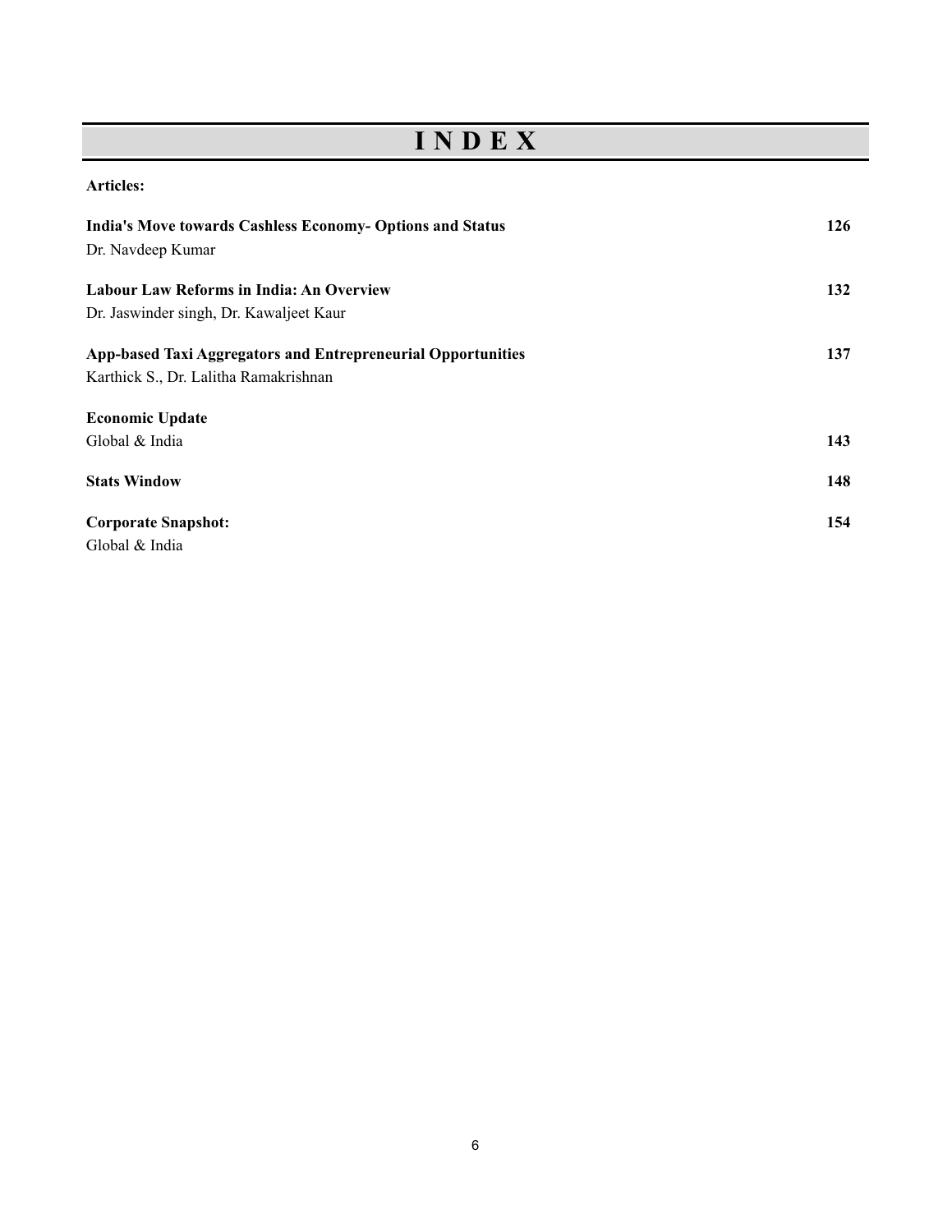# I N D E X

**Articles:**

**India's Move towards Cashless Economy- Options and Status** **126**
Dr. Navdeep Kumar

**Labour Law Reforms in India: An Overview** **132**
Dr. Jaswinder singh, Dr. Kawaljeet Kaur

**App-based Taxi Aggregators and Entrepreneurial Opportunities** **137**
Karthick S., Dr. Lalitha Ramakrishnan

**Economic Update**
Global & India **143**

**Stats Window** **148**

**Corporate Snapshot:** **154**
Global & India